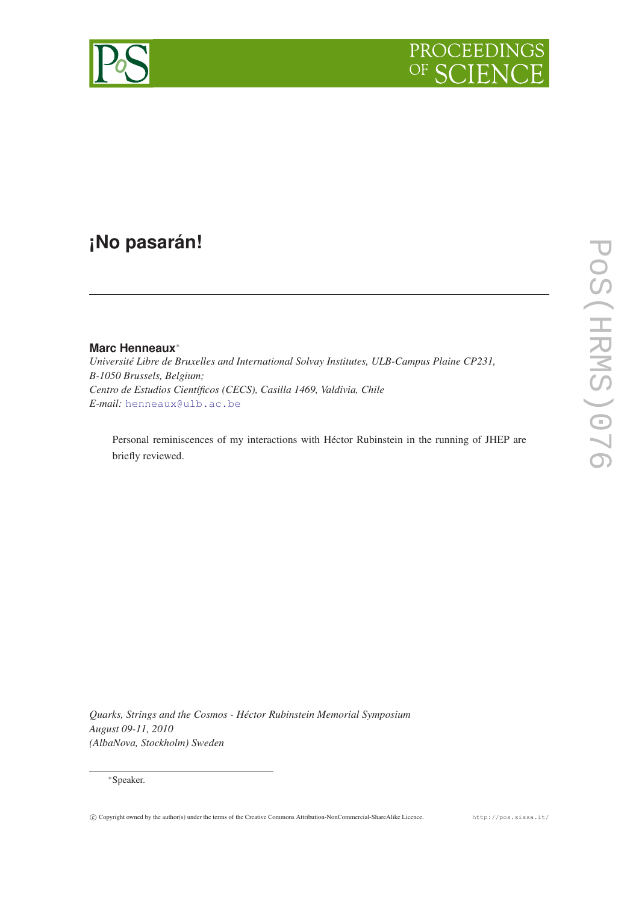# ¡No pasarán!

**Marc Henneaux***

*Université Libre de Bruxelles and International Solvay Institutes, ULB-Campus Plaine CP231, B-1050 Brussels, Belgium;*
*Centro de Estudios Científicos (CECS), Casilla 1469, Valdivia, Chile*
*E-mail:* henneaux@ulb.ac.be

Personal reminiscences of my interactions with Héctor Rubinstein in the running of JHEP are briefly reviewed.

*Quarks, Strings and the Cosmos - Héctor Rubinstein Memorial Symposium*
*August 09-11, 2010*
*(AlbaNova, Stockholm) Sweden*

*Speaker.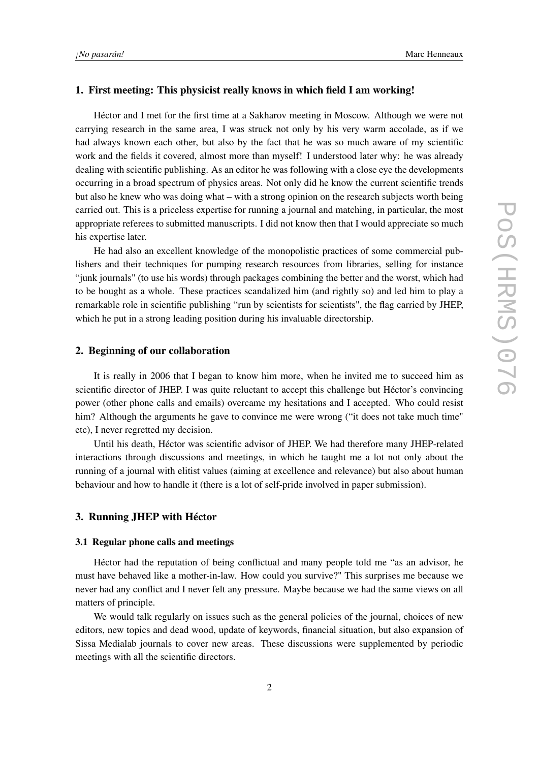## 1. First meeting: This physicist really knows in which field I am working!

Héctor and I met for the first time at a Sakharov meeting in Moscow. Although we were not carrying research in the same area, I was struck not only by his very warm accolade, as if we had always known each other, but also by the fact that he was so much aware of my scientific work and the fields it covered, almost more than myself! I understood later why: he was already dealing with scientific publishing. As an editor he was following with a close eye the developments occurring in a broad spectrum of physics areas. Not only did he know the current scientific trends but also he knew who was doing what – with a strong opinion on the research subjects worth being carried out. This is a priceless expertise for running a journal and matching, in particular, the most appropriate referees to submitted manuscripts. I did not know then that I would appreciate so much his expertise later.

He had also an excellent knowledge of the monopolistic practices of some commercial publishers and their techniques for pumping research resources from libraries, selling for instance "junk journals" (to use his words) through packages combining the better and the worst, which had to be bought as a whole. These practices scandalized him (and rightly so) and led him to play a remarkable role in scientific publishing "run by scientists for scientists", the flag carried by JHEP, which he put in a strong leading position during his invaluable directorship.

## 2. Beginning of our collaboration

It is really in 2006 that I began to know him more, when he invited me to succeed him as scientific director of JHEP. I was quite reluctant to accept this challenge but Héctor's convincing power (other phone calls and emails) overcame my hesitations and I accepted. Who could resist him? Although the arguments he gave to convince me were wrong ("it does not take much time" etc), I never regretted my decision.

Until his death, Héctor was scientific advisor of JHEP. We had therefore many JHEP-related interactions through discussions and meetings, in which he taught me a lot not only about the running of a journal with elitist values (aiming at excellence and relevance) but also about human behaviour and how to handle it (there is a lot of self-pride involved in paper submission).

## 3. Running JHEP with Héctor

### 3.1 Regular phone calls and meetings

Héctor had the reputation of being conflictual and many people told me "as an advisor, he must have behaved like a mother-in-law. How could you survive?" This surprises me because we never had any conflict and I never felt any pressure. Maybe because we had the same views on all matters of principle.

We would talk regularly on issues such as the general policies of the journal, choices of new editors, new topics and dead wood, update of keywords, financial situation, but also expansion of Sissa Medialab journals to cover new areas. These discussions were supplemented by periodic meetings with all the scientific directors.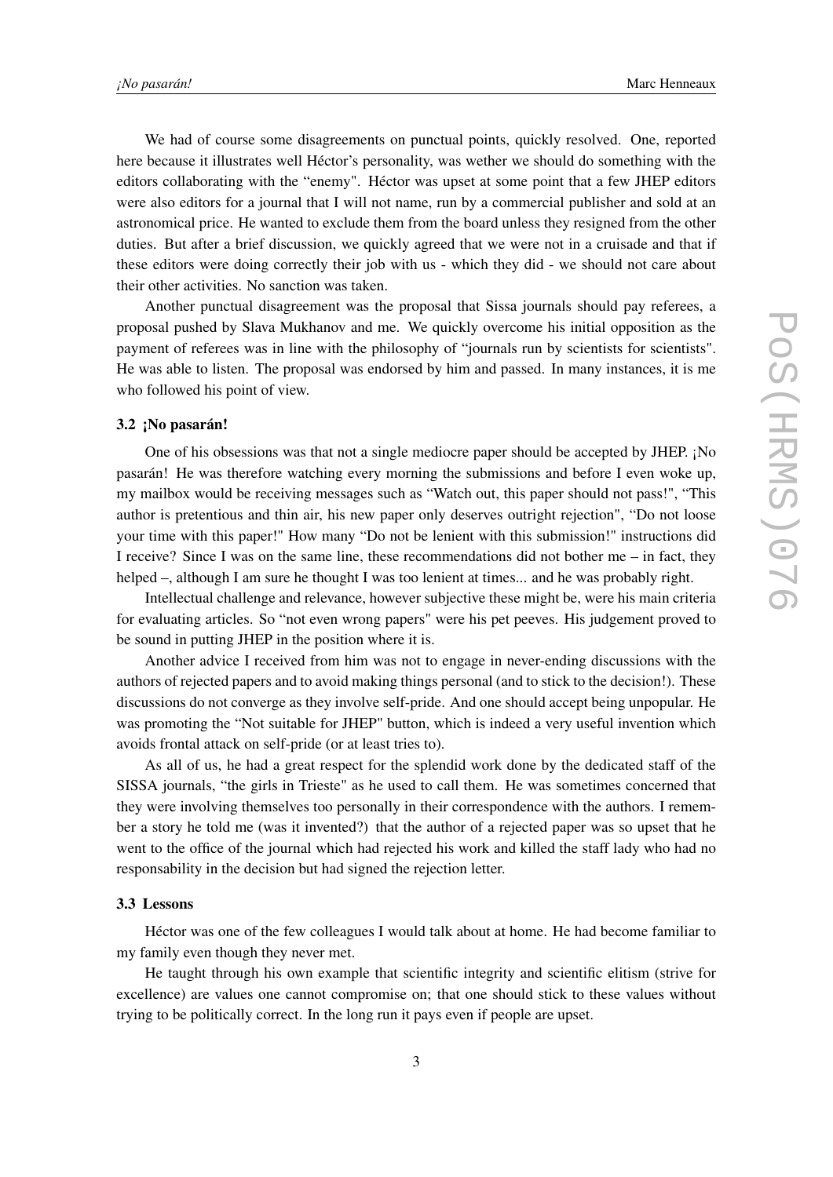We had of course some disagreements on punctual points, quickly resolved. One, reported here because it illustrates well Héctor's personality, was wether we should do something with the editors collaborating with the "enemy". Héctor was upset at some point that a few JHEP editors were also editors for a journal that I will not name, run by a commercial publisher and sold at an astronomical price. He wanted to exclude them from the board unless they resigned from the other duties. But after a brief discussion, we quickly agreed that we were not in a cruisade and that if these editors were doing correctly their job with us - which they did - we should not care about their other activities. No sanction was taken.

Another punctual disagreement was the proposal that Sissa journals should pay referees, a proposal pushed by Slava Mukhanov and me. We quickly overcome his initial opposition as the payment of referees was in line with the philosophy of "journals run by scientists for scientists". He was able to listen. The proposal was endorsed by him and passed. In many instances, it is me who followed his point of view.

### 3.2 ¡No pasarán!

One of his obsessions was that not a single mediocre paper should be accepted by JHEP. ¡No pasarán! He was therefore watching every morning the submissions and before I even woke up, my mailbox would be receiving messages such as "Watch out, this paper should not pass!", "This author is pretentious and thin air, his new paper only deserves outright rejection", "Do not loose your time with this paper!" How many "Do not be lenient with this submission!" instructions did I receive? Since I was on the same line, these recommendations did not bother me – in fact, they helped –, although I am sure he thought I was too lenient at times... and he was probably right.

Intellectual challenge and relevance, however subjective these might be, were his main criteria for evaluating articles. So "not even wrong papers" were his pet peeves. His judgement proved to be sound in putting JHEP in the position where it is.

Another advice I received from him was not to engage in never-ending discussions with the authors of rejected papers and to avoid making things personal (and to stick to the decision!). These discussions do not converge as they involve self-pride. And one should accept being unpopular. He was promoting the "Not suitable for JHEP" button, which is indeed a very useful invention which avoids frontal attack on self-pride (or at least tries to).

As all of us, he had a great respect for the splendid work done by the dedicated staff of the SISSA journals, "the girls in Trieste" as he used to call them. He was sometimes concerned that they were involving themselves too personally in their correspondence with the authors. I remember a story he told me (was it invented?) that the author of a rejected paper was so upset that he went to the office of the journal which had rejected his work and killed the staff lady who had no responsability in the decision but had signed the rejection letter.

### 3.3 Lessons

Héctor was one of the few colleagues I would talk about at home. He had become familiar to my family even though they never met.

He taught through his own example that scientific integrity and scientific elitism (strive for excellence) are values one cannot compromise on; that one should stick to these values without trying to be politically correct. In the long run it pays even if people are upset.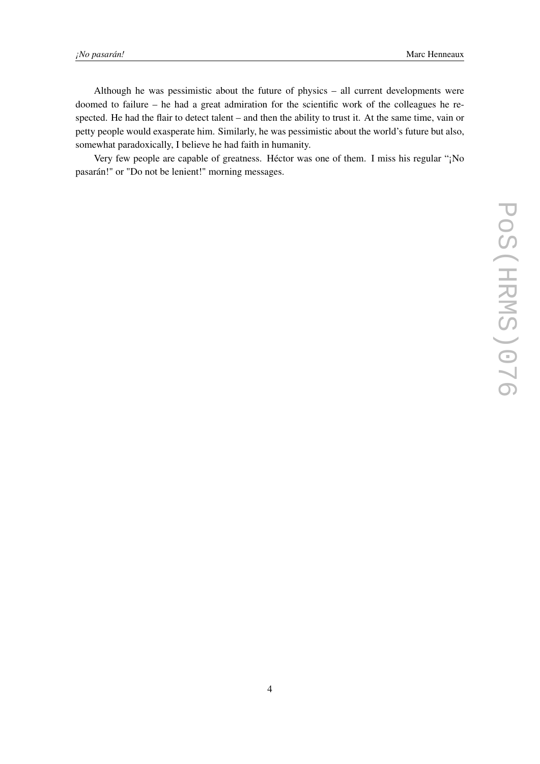Although he was pessimistic about the future of physics – all current developments were doomed to failure – he had a great admiration for the scientific work of the colleagues he respected. He had the flair to detect talent – and then the ability to trust it. At the same time, vain or petty people would exasperate him. Similarly, he was pessimistic about the world's future but also, somewhat paradoxically, I believe he had faith in humanity.

Very few people are capable of greatness. Héctor was one of them. I miss his regular "¡No pasarán!" or "Do not be lenient!" morning messages.